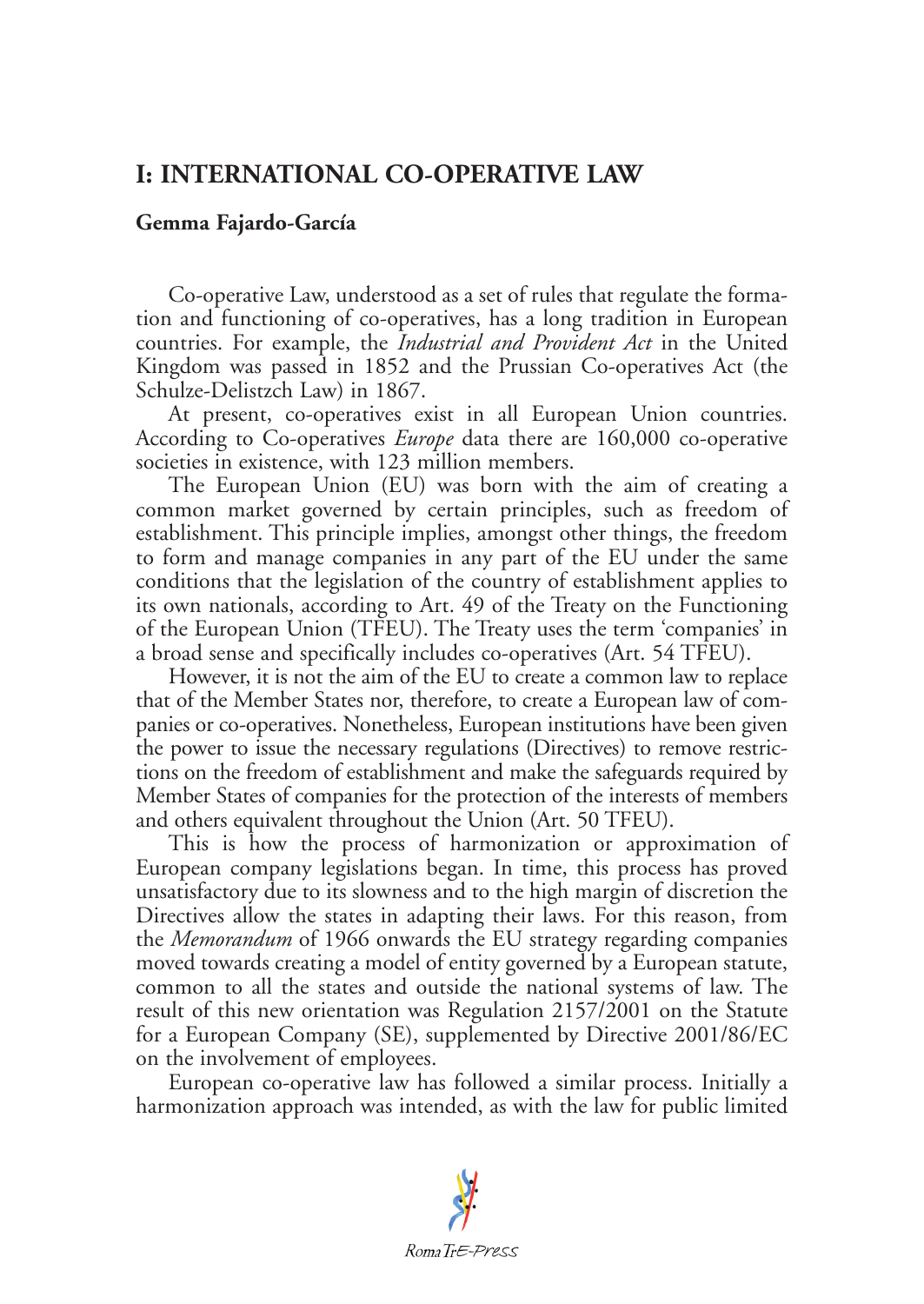# I: INTERNATIONAL CO-OPERATIVE LAW

**Gemma Fajardo-García**

Co-operative Law, understood as a set of rules that regulate the formation and functioning of co-operatives, has a long tradition in European countries. For example, the *Industrial and Provident Act* in the United Kingdom was passed in 1852 and the Prussian Co-operatives Act (the Schulze-Delistzch Law) in 1867.

At present, co-operatives exist in all European Union countries. According to Co-operatives *Europe* data there are 160,000 co-operative societies in existence, with 123 million members.

The European Union (EU) was born with the aim of creating a common market governed by certain principles, such as freedom of establishment. This principle implies, amongst other things, the freedom to form and manage companies in any part of the EU under the same conditions that the legislation of the country of establishment applies to its own nationals, according to Art. 49 of the Treaty on the Functioning of the European Union (TFEU). The Treaty uses the term 'companies' in a broad sense and specifically includes co-operatives (Art. 54 TFEU).

However, it is not the aim of the EU to create a common law to replace that of the Member States nor, therefore, to create a European law of companies or co-operatives. Nonetheless, European institutions have been given the power to issue the necessary regulations (Directives) to remove restrictions on the freedom of establishment and make the safeguards required by Member States of companies for the protection of the interests of members and others equivalent throughout the Union (Art. 50 TFEU).

This is how the process of harmonization or approximation of European company legislations began. In time, this process has proved unsatisfactory due to its slowness and to the high margin of discretion the Directives allow the states in adapting their laws. For this reason, from the *Memorandum* of 1966 onwards the EU strategy regarding companies moved towards creating a model of entity governed by a European statute, common to all the states and outside the national systems of law. The result of this new orientation was Regulation 2157/2001 on the Statute for a European Company (SE), supplemented by Directive 2001/86/EC on the involvement of employees.

European co-operative law has followed a similar process. Initially a harmonization approach was intended, as with the law for public limited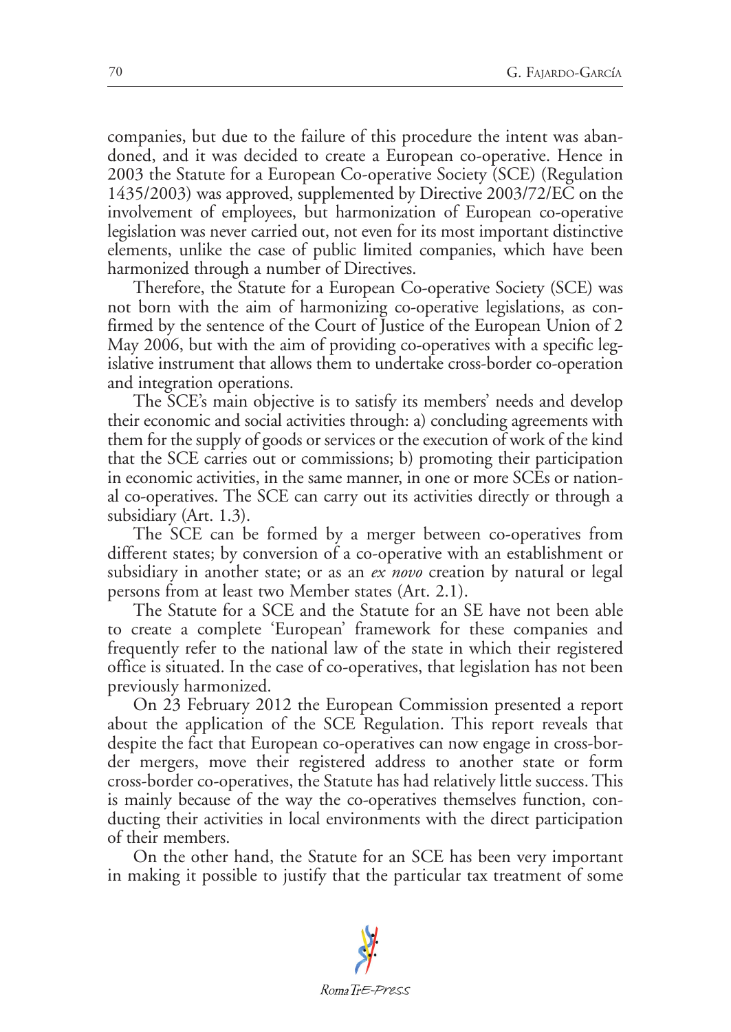companies, but due to the failure of this procedure the intent was abandoned, and it was decided to create a European co-operative. Hence in 2003 the Statute for a European Co-operative Society (SCE) (Regulation 1435/2003) was approved, supplemented by Directive 2003/72/EC on the involvement of employees, but harmonization of European co-operative legislation was never carried out, not even for its most important distinctive elements, unlike the case of public limited companies, which have been harmonized through a number of Directives.

Therefore, the Statute for a European Co-operative Society (SCE) was not born with the aim of harmonizing co-operative legislations, as confirmed by the sentence of the Court of Justice of the European Union of 2 May 2006, but with the aim of providing co-operatives with a specific legislative instrument that allows them to undertake cross-border co-operation and integration operations.

The SCE's main objective is to satisfy its members' needs and develop their economic and social activities through: a) concluding agreements with them for the supply of goods or services or the execution of work of the kind that the SCE carries out or commissions; b) promoting their participation in economic activities, in the same manner, in one or more SCEs or national co-operatives. The SCE can carry out its activities directly or through a subsidiary (Art. 1.3).

The SCE can be formed by a merger between co-operatives from different states; by conversion of a co-operative with an establishment or subsidiary in another state; or as an *ex novo* creation by natural or legal persons from at least two Member states (Art. 2.1).

The Statute for a SCE and the Statute for an SE have not been able to create a complete 'European' framework for these companies and frequently refer to the national law of the state in which their registered office is situated. In the case of co-operatives, that legislation has not been previously harmonized.

On 23 February 2012 the European Commission presented a report about the application of the SCE Regulation. This report reveals that despite the fact that European co-operatives can now engage in cross-border mergers, move their registered address to another state or form cross-border co-operatives, the Statute has had relatively little success. This is mainly because of the way the co-operatives themselves function, conducting their activities in local environments with the direct participation of their members.

On the other hand, the Statute for an SCE has been very important in making it possible to justify that the particular tax treatment of some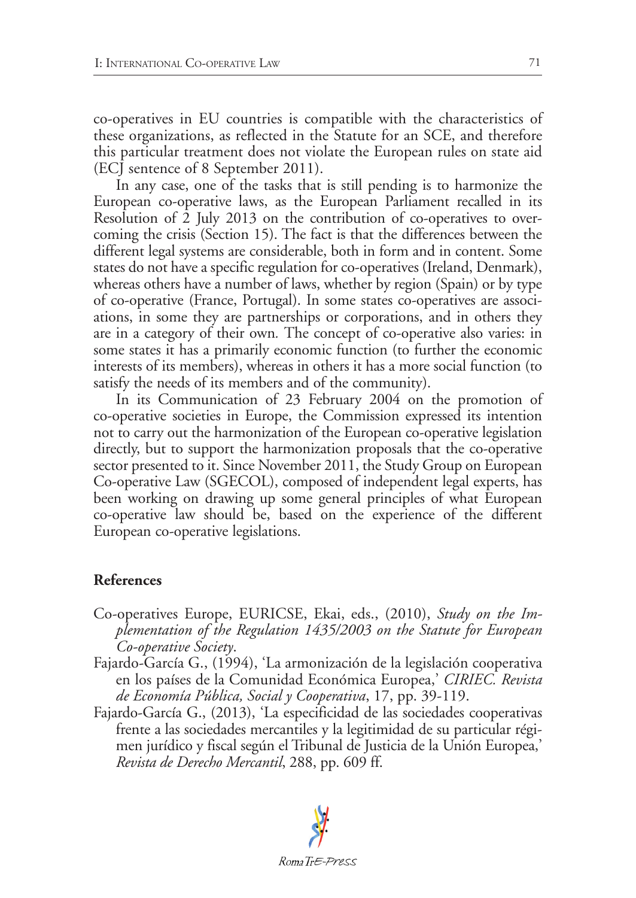co-operatives in EU countries is compatible with the characteristics of these organizations, as reflected in the Statute for an SCE, and therefore this particular treatment does not violate the European rules on state aid (ECJ sentence of 8 September 2011).

In any case, one of the tasks that is still pending is to harmonize the European co-operative laws, as the European Parliament recalled in its Resolution of 2 July 2013 on the contribution of co-operatives to overcoming the crisis (Section 15). The fact is that the differences between the different legal systems are considerable, both in form and in content. Some states do not have a specific regulation for co-operatives (Ireland, Denmark), whereas others have a number of laws, whether by region (Spain) or by type of co-operative (France, Portugal). In some states co-operatives are associations, in some they are partnerships or corporations, and in others they are in a category of their own. The concept of co-operative also varies: in some states it has a primarily economic function (to further the economic interests of its members), whereas in others it has a more social function (to satisfy the needs of its members and of the community).

In its Communication of 23 February 2004 on the promotion of co-operative societies in Europe, the Commission expressed its intention not to carry out the harmonization of the European co-operative legislation directly, but to support the harmonization proposals that the co-operative sector presented to it. Since November 2011, the Study Group on European Co-operative Law (SGECOL), composed of independent legal experts, has been working on drawing up some general principles of what European co-operative law should be, based on the experience of the different European co-operative legislations.

## References

Co-operatives Europe, EURICSE, Ekai, eds., (2010), *Study on the Implementation of the Regulation 1435/2003 on the Statute for European Co-operative Society*.

Fajardo-García G., (1994), 'La armonización de la legislación cooperativa en los países de la Comunidad Económica Europea,' *CIRIEC. Revista de Economía Pública, Social y Cooperativa*, 17, pp. 39-119.

Fajardo-García G., (2013), 'La especificidad de las sociedades cooperativas frente a las sociedades mercantiles y la legitimidad de su particular régimen jurídico y fiscal según el Tribunal de Justicia de la Unión Europea,' *Revista de Derecho Mercantil*, 288, pp. 609 ff.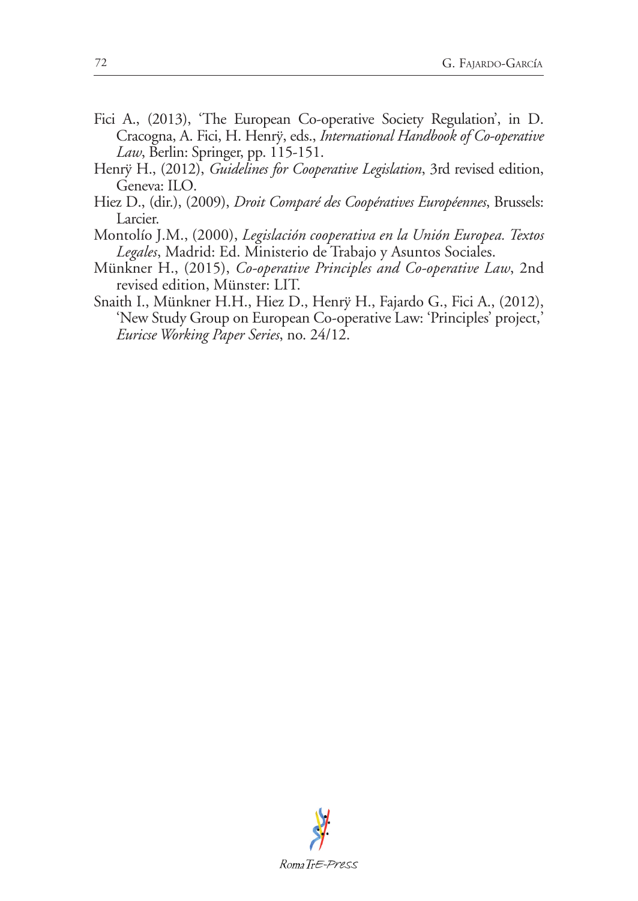Fici A., (2013), 'The European Co-operative Society Regulation', in D. Cracogna, A. Fici, H. Henrÿ, eds., *International Handbook of Co-operative Law*, Berlin: Springer, pp. 115-151.

Henrÿ H., (2012), *Guidelines for Cooperative Legislation*, 3rd revised edition, Geneva: ILO.

Hiez D., (dir.), (2009), *Droit Comparé des Coopératives Européennes*, Brussels: Larcier.

Montolío J.M., (2000), *Legislación cooperativa en la Unión Europea. Textos Legales*, Madrid: Ed. Ministerio de Trabajo y Asuntos Sociales.

Münkner H., (2015), *Co-operative Principles and Co-operative Law*, 2nd revised edition, Münster: LIT.

Snaith I., Münkner H.H., Hiez D., Henrÿ H., Fajardo G., Fici A., (2012), 'New Study Group on European Co-operative Law: 'Principles' project,' *Euricse Working Paper Series*, no. 24/12.